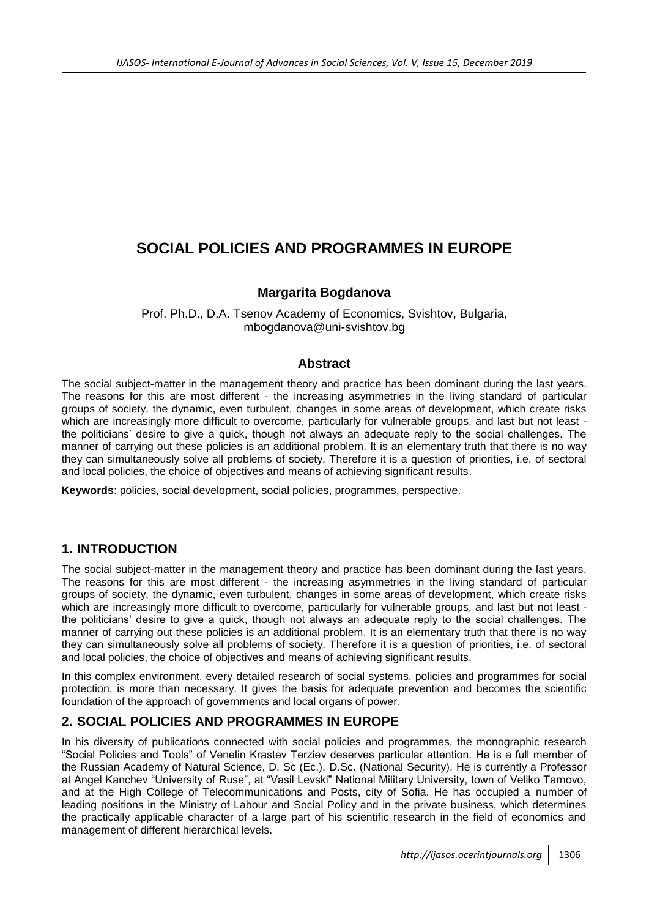# SOCIAL POLICIES AND PROGRAMMES IN EUROPE

**Margarita Bogdanova**

Prof. Ph.D., D.A. Tsenov Academy of Economics, Svishtov, Bulgaria, mbogdanova@uni-svishtov.bg

## Abstract

The social subject-matter in the management theory and practice has been dominant during the last years. The reasons for this are most different - the increasing asymmetries in the living standard of particular groups of society, the dynamic, even turbulent, changes in some areas of development, which create risks which are increasingly more difficult to overcome, particularly for vulnerable groups, and last but not least - the politicians' desire to give a quick, though not always an adequate reply to the social challenges. The manner of carrying out these policies is an additional problem. It is an elementary truth that there is no way they can simultaneously solve all problems of society. Therefore it is a question of priorities, i.e. of sectoral and local policies, the choice of objectives and means of achieving significant results.

**Keywords**: policies, social development, social policies, programmes, perspective.

## 1. INTRODUCTION

The social subject-matter in the management theory and practice has been dominant during the last years. The reasons for this are most different - the increasing asymmetries in the living standard of particular groups of society, the dynamic, even turbulent, changes in some areas of development, which create risks which are increasingly more difficult to overcome, particularly for vulnerable groups, and last but not least - the politicians' desire to give a quick, though not always an adequate reply to the social challenges. The manner of carrying out these policies is an additional problem. It is an elementary truth that there is no way they can simultaneously solve all problems of society. Therefore it is a question of priorities, i.e. of sectoral and local policies, the choice of objectives and means of achieving significant results.

In this complex environment, every detailed research of social systems, policies and programmes for social protection, is more than necessary. It gives the basis for adequate prevention and becomes the scientific foundation of the approach of governments and local organs of power.

## 2. SOCIAL POLICIES AND PROGRAMMES IN EUROPE

In his diversity of publications connected with social policies and programmes, the monographic research "Social Policies and Tools" of Venelin Krastev Terziev deserves particular attention. He is a full member of the Russian Academy of Natural Science, D. Sc (Ec.), D.Sc. (National Security). He is currently a Professor at Angel Kanchev "University of Ruse", at "Vasil Levski" National Military University, town of Veliko Tarnovo, and at the High College of Telecommunications and Posts, city of Sofia. He has occupied a number of leading positions in the Ministry of Labour and Social Policy and in the private business, which determines the practically applicable character of a large part of his scientific research in the field of economics and management of different hierarchical levels.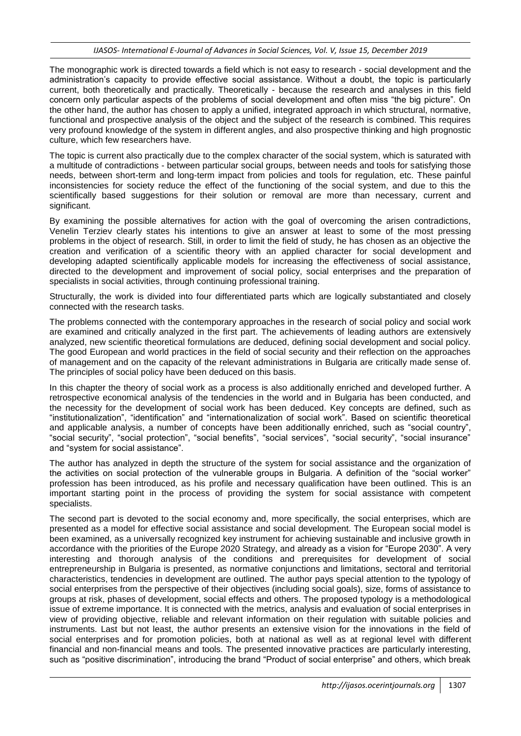The monographic work is directed towards a field which is not easy to research - social development and the administration's capacity to provide effective social assistance. Without a doubt, the topic is particularly current, both theoretically and practically. Theoretically - because the research and analyses in this field concern only particular aspects of the problems of social development and often miss "the big picture". On the other hand, the author has chosen to apply a unified, integrated approach in which structural, normative, functional and prospective analysis of the object and the subject of the research is combined. This requires very profound knowledge of the system in different angles, and also prospective thinking and high prognostic culture, which few researchers have.

The topic is current also practically due to the complex character of the social system, which is saturated with a multitude of contradictions - between particular social groups, between needs and tools for satisfying those needs, between short-term and long-term impact from policies and tools for regulation, etc. These painful inconsistencies for society reduce the effect of the functioning of the social system, and due to this the scientifically based suggestions for their solution or removal are more than necessary, current and significant.

By examining the possible alternatives for action with the goal of overcoming the arisen contradictions, Venelin Terziev clearly states his intentions to give an answer at least to some of the most pressing problems in the object of research. Still, in order to limit the field of study, he has chosen as an objective the creation and verification of a scientific theory with an applied character for social development and developing adapted scientifically applicable models for increasing the effectiveness of social assistance, directed to the development and improvement of social policy, social enterprises and the preparation of specialists in social activities, through continuing professional training.

Structurally, the work is divided into four differentiated parts which are logically substantiated and closely connected with the research tasks.

The problems connected with the contemporary approaches in the research of social policy and social work are examined and critically analyzed in the first part. The achievements of leading authors are extensively analyzed, new scientific theoretical formulations are deduced, defining social development and social policy. The good European and world practices in the field of social security and their reflection on the approaches of management and on the capacity of the relevant administrations in Bulgaria are critically made sense of. The principles of social policy have been deduced on this basis.

In this chapter the theory of social work as a process is also additionally enriched and developed further. A retrospective economical analysis of the tendencies in the world and in Bulgaria has been conducted, and the necessity for the development of social work has been deduced. Key concepts are defined, such as "institutionalization", "identification" and "internationalization of social work". Based on scientific theoretical and applicable analysis, a number of concepts have been additionally enriched, such as "social country", "social security", "social protection", "social benefits", "social services", "social security", "social insurance" and "system for social assistance".

The author has analyzed in depth the structure of the system for social assistance and the organization of the activities on social protection of the vulnerable groups in Bulgaria. A definition of the "social worker" profession has been introduced, as his profile and necessary qualification have been outlined. This is an important starting point in the process of providing the system for social assistance with competent specialists.

The second part is devoted to the social economy and, more specifically, the social enterprises, which are presented as a model for effective social assistance and social development. The European social model is been examined, as a universally recognized key instrument for achieving sustainable and inclusive growth in accordance with the priorities of the Europe 2020 Strategy, and already as a vision for "Europe 2030". A very interesting and thorough analysis of the conditions and prerequisites for development of social entrepreneurship in Bulgaria is presented, as normative conjunctions and limitations, sectoral and territorial characteristics, tendencies in development are outlined. The author pays special attention to the typology of social enterprises from the perspective of their objectives (including social goals), size, forms of assistance to groups at risk, phases of development, social effects and others. The proposed typology is a methodological issue of extreme importance. It is connected with the metrics, analysis and evaluation of social enterprises in view of providing objective, reliable and relevant information on their regulation with suitable policies and instruments. Last but not least, the author presents an extensive vision for the innovations in the field of social enterprises and for promotion policies, both at national as well as at regional level with different financial and non-financial means and tools. The presented innovative practices are particularly interesting, such as "positive discrimination", introducing the brand "Product of social enterprise" and others, which break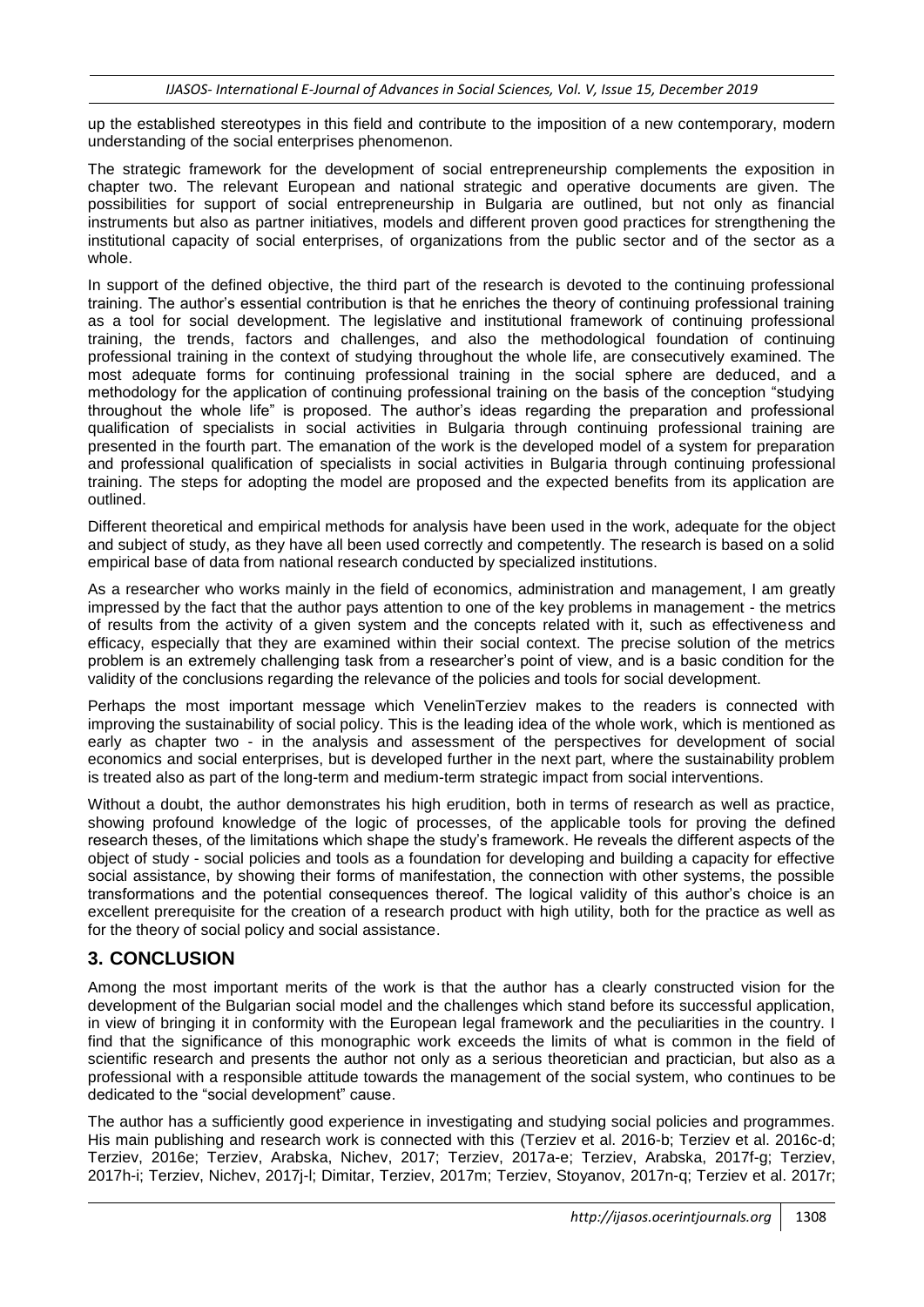up the established stereotypes in this field and contribute to the imposition of a new contemporary, modern understanding of the social enterprises phenomenon.

The strategic framework for the development of social entrepreneurship complements the exposition in chapter two. The relevant European and national strategic and operative documents are given. The possibilities for support of social entrepreneurship in Bulgaria are outlined, but not only as financial instruments but also as partner initiatives, models and different proven good practices for strengthening the institutional capacity of social enterprises, of organizations from the public sector and of the sector as a whole.

In support of the defined objective, the third part of the research is devoted to the continuing professional training. The author's essential contribution is that he enriches the theory of continuing professional training as a tool for social development. The legislative and institutional framework of continuing professional training, the trends, factors and challenges, and also the methodological foundation of continuing professional training in the context of studying throughout the whole life, are consecutively examined. The most adequate forms for continuing professional training in the social sphere are deduced, and a methodology for the application of continuing professional training on the basis of the conception "studying throughout the whole life" is proposed. The author's ideas regarding the preparation and professional qualification of specialists in social activities in Bulgaria through continuing professional training are presented in the fourth part. The emanation of the work is the developed model of a system for preparation and professional qualification of specialists in social activities in Bulgaria through continuing professional training. The steps for adopting the model are proposed and the expected benefits from its application are outlined.

Different theoretical and empirical methods for analysis have been used in the work, adequate for the object and subject of study, as they have all been used correctly and competently. The research is based on a solid empirical base of data from national research conducted by specialized institutions.

As a researcher who works mainly in the field of economics, administration and management, I am greatly impressed by the fact that the author pays attention to one of the key problems in management - the metrics of results from the activity of a given system and the concepts related with it, such as effectiveness and efficacy, especially that they are examined within their social context. The precise solution of the metrics problem is an extremely challenging task from a researcher's point of view, and is a basic condition for the validity of the conclusions regarding the relevance of the policies and tools for social development.

Perhaps the most important message which VenelinTerziev makes to the readers is connected with improving the sustainability of social policy. This is the leading idea of the whole work, which is mentioned as early as chapter two - in the analysis and assessment of the perspectives for development of social economics and social enterprises, but is developed further in the next part, where the sustainability problem is treated also as part of the long-term and medium-term strategic impact from social interventions.

Without a doubt, the author demonstrates his high erudition, both in terms of research as well as practice, showing profound knowledge of the logic of processes, of the applicable tools for proving the defined research theses, of the limitations which shape the study's framework. He reveals the different aspects of the object of study - social policies and tools as a foundation for developing and building a capacity for effective social assistance, by showing their forms of manifestation, the connection with other systems, the possible transformations and the potential consequences thereof. The logical validity of this author's choice is an excellent prerequisite for the creation of a research product with high utility, both for the practice as well as for the theory of social policy and social assistance.

## 3. CONCLUSION

Among the most important merits of the work is that the author has a clearly constructed vision for the development of the Bulgarian social model and the challenges which stand before its successful application, in view of bringing it in conformity with the European legal framework and the peculiarities in the country. I find that the significance of this monographic work exceeds the limits of what is common in the field of scientific research and presents the author not only as a serious theoretician and practician, but also as a professional with a responsible attitude towards the management of the social system, who continues to be dedicated to the "social development" cause.

The author has a sufficiently good experience in investigating and studying social policies and programmes. His main publishing and research work is connected with this (Terziev et al. 2016-b; Terziev et al. 2016c-d; Terziev, 2016e; Terziev, Arabska, Nichev, 2017; Terziev, 2017a-e; Terziev, Arabska, 2017f-g; Terziev, 2017h-i; Terziev, Nichev, 2017j-l; Dimitar, Terziev, 2017m; Terziev, Stoyanov, 2017n-q; Terziev et al. 2017r;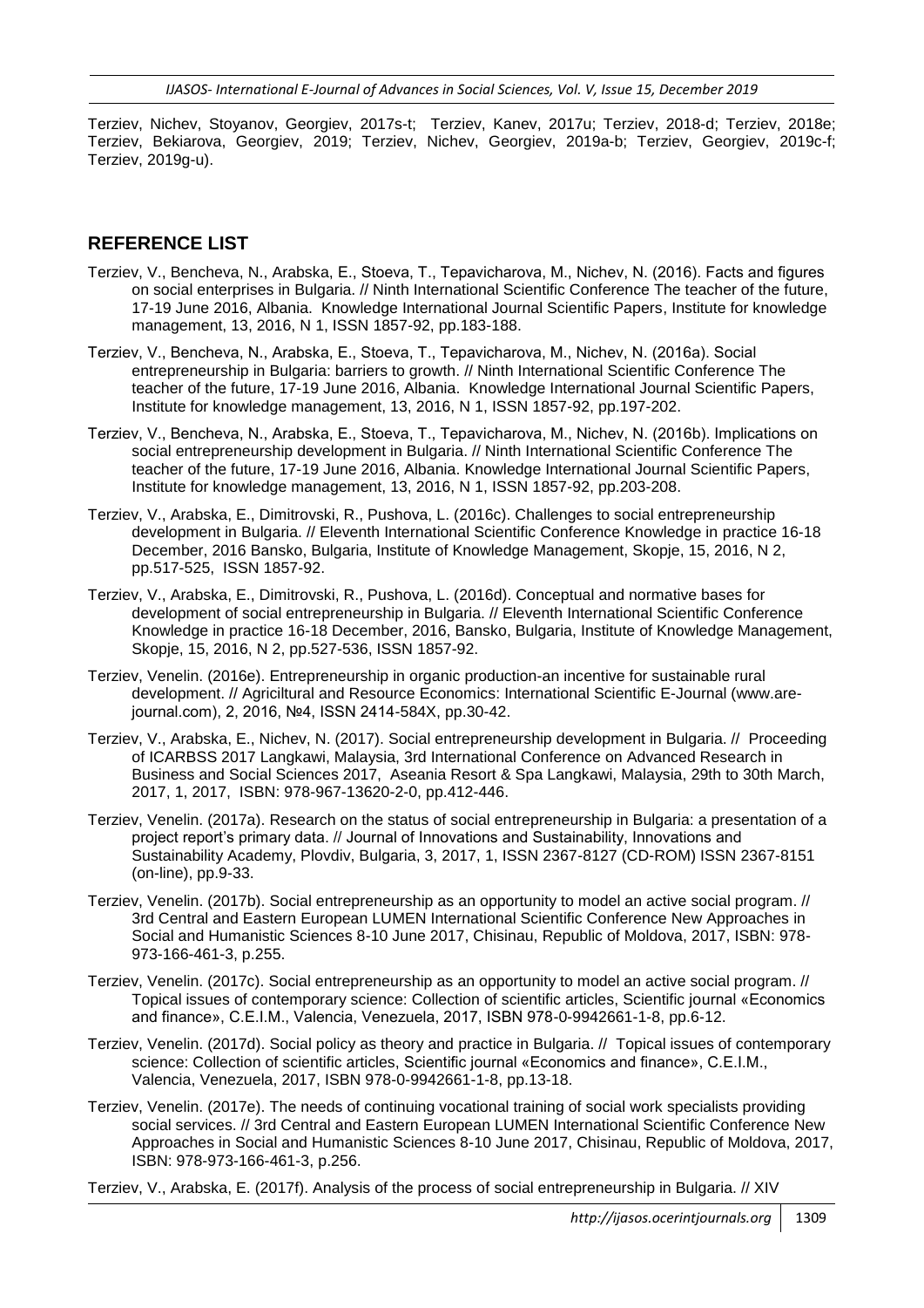Terziev, Nichev, Stoyanov, Georgiev, 2017s-t; Terziev, Kanev, 2017u; Terziev, 2018-d; Terziev, 2018e; Terziev, Bekiarova, Georgiev, 2019; Terziev, Nichev, Georgiev, 2019a-b; Terziev, Georgiev, 2019c-f; Terziev, 2019g-u).

## REFERENCE LIST

Terziev, V., Bencheva, N., Arabska, E., Stoeva, T., Tepavicharova, M., Nichev, N. (2016). Facts and figures on social enterprises in Bulgaria. // Ninth International Scientific Conference The teacher of the future, 17-19 June 2016, Albania. Knowledge International Journal Scientific Papers, Institute for knowledge management, 13, 2016, N 1, ISSN 1857-92, pp.183-188.

Terziev, V., Bencheva, N., Arabska, E., Stoeva, T., Tepavicharova, M., Nichev, N. (2016a). Social entrepreneurship in Bulgaria: barriers to growth. // Ninth International Scientific Conference The teacher of the future, 17-19 June 2016, Albania. Knowledge International Journal Scientific Papers, Institute for knowledge management, 13, 2016, N 1, ISSN 1857-92, pp.197-202.

Terziev, V., Bencheva, N., Arabska, E., Stoeva, T., Tepavicharova, M., Nichev, N. (2016b). Implications on social entrepreneurship development in Bulgaria. // Ninth International Scientific Conference The teacher of the future, 17-19 June 2016, Albania. Knowledge International Journal Scientific Papers, Institute for knowledge management, 13, 2016, N 1, ISSN 1857-92, pp.203-208.

Terziev, V., Arabska, E., Dimitrovski, R., Pushova, L. (2016c). Challenges to social entrepreneurship development in Bulgaria. // Eleventh International Scientific Conference Knowledge in practice 16-18 December, 2016 Bansko, Bulgaria, Institute of Knowledge Management, Skopje, 15, 2016, N 2, pp.517-525, ISSN 1857-92.

Terziev, V., Arabska, E., Dimitrovski, R., Pushova, L. (2016d). Conceptual and normative bases for development of social entrepreneurship in Bulgaria. // Eleventh International Scientific Conference Knowledge in practice 16-18 December, 2016, Bansko, Bulgaria, Institute of Knowledge Management, Skopje, 15, 2016, N 2, pp.527-536, ISSN 1857-92.

Terziev, Venelin. (2016e). Entrepreneurship in organic production-an incentive for sustainable rural development. // Agriciltural and Resource Economics: International Scientific E-Journal (www.are-journal.com), 2, 2016, №4, ISSN 2414-584X, pp.30-42.

Terziev, V., Arabska, E., Nichev, N. (2017). Social entrepreneurship development in Bulgaria. // Proceeding of ICARBSS 2017 Langkawi, Malaysia, 3rd International Conference on Advanced Research in Business and Social Sciences 2017, Aseania Resort & Spa Langkawi, Malaysia, 29th to 30th March, 2017, 1, 2017, ISBN: 978-967-13620-2-0, pp.412-446.

Terziev, Venelin. (2017a). Research on the status of social entrepreneurship in Bulgaria: a presentation of a project report's primary data. // Journal of Innovations and Sustainability, Innovations and Sustainability Academy, Plovdiv, Bulgaria, 3, 2017, 1, ISSN 2367-8127 (CD-ROM) ISSN 2367-8151 (on-line), pp.9-33.

Terziev, Venelin. (2017b). Social entrepreneurship as an opportunity to model an active social program. // 3rd Central and Eastern European LUMEN International Scientific Conference New Approaches in Social and Humanistic Sciences 8-10 June 2017, Chisinau, Republic of Moldova, 2017, ISBN: 978-973-166-461-3, p.255.

Terziev, Venelin. (2017c). Social entrepreneurship as an opportunity to model an active social program. // Topical issues of contemporary science: Collection of scientific articles, Scientific journal «Economics and finance», C.E.I.M., Valencia, Venezuela, 2017, ISBN 978-0-9942661-1-8, pp.6-12.

Terziev, Venelin. (2017d). Social policy as theory and practice in Bulgaria. // Topical issues of contemporary science: Collection of scientific articles, Scientific journal «Economics and finance», C.E.I.M., Valencia, Venezuela, 2017, ISBN 978-0-9942661-1-8, pp.13-18.

Terziev, Venelin. (2017e). The needs of continuing vocational training of social work specialists providing social services. // 3rd Central and Eastern European LUMEN International Scientific Conference New Approaches in Social and Humanistic Sciences 8-10 June 2017, Chisinau, Republic of Moldova, 2017, ISBN: 978-973-166-461-3, p.256.

Terziev, V., Arabska, E. (2017f). Analysis of the process of social entrepreneurship in Bulgaria. // XIV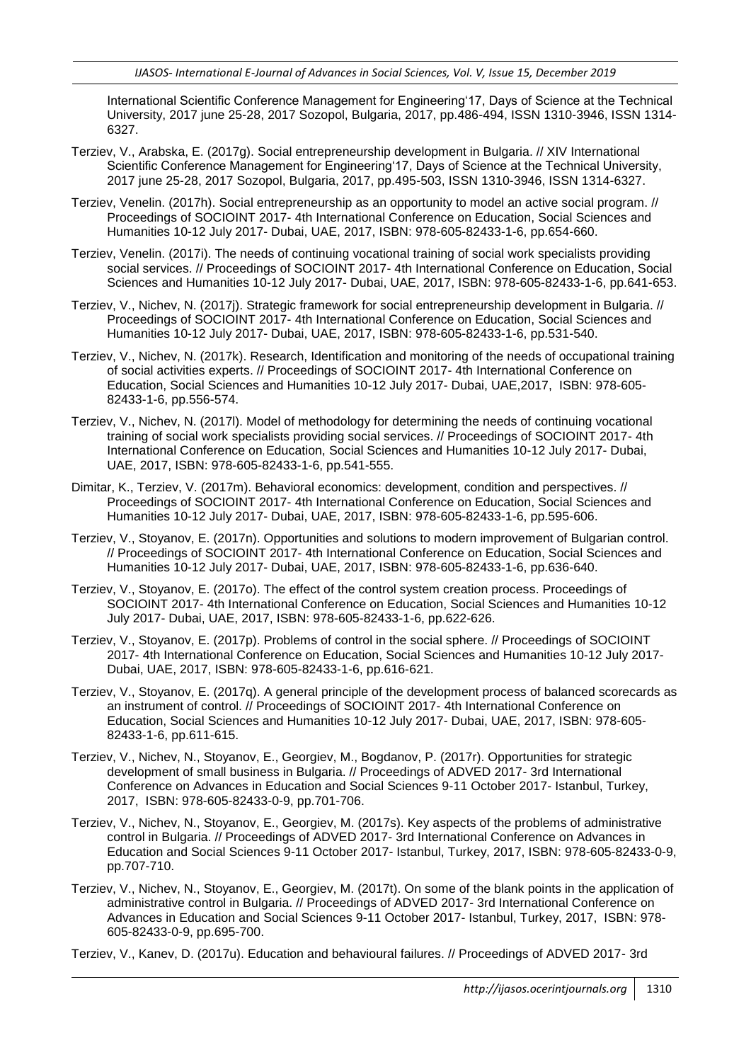International Scientific Conference Management for Engineering'17, Days of Science at the Technical University, 2017 june 25-28, 2017 Sozopol, Bulgaria, 2017, pp.486-494, ISSN 1310-3946, ISSN 1314-6327.

Terziev, V., Arabska, E. (2017g). Social entrepreneurship development in Bulgaria. // XIV International Scientific Conference Management for Engineering'17, Days of Science at the Technical University, 2017 june 25-28, 2017 Sozopol, Bulgaria, 2017, pp.495-503, ISSN 1310-3946, ISSN 1314-6327.

Terziev, Venelin. (2017h). Social entrepreneurship as an opportunity to model an active social program. // Proceedings of SOCIOINT 2017- 4th International Conference on Education, Social Sciences and Humanities 10-12 July 2017- Dubai, UAE, 2017, ISBN: 978-605-82433-1-6, pp.654-660.

Terziev, Venelin. (2017i). The needs of continuing vocational training of social work specialists providing social services. // Proceedings of SOCIOINT 2017- 4th International Conference on Education, Social Sciences and Humanities 10-12 July 2017- Dubai, UAE, 2017, ISBN: 978-605-82433-1-6, pp.641-653.

Terziev, V., Nichev, N. (2017j). Strategic framework for social entrepreneurship development in Bulgaria. // Proceedings of SOCIOINT 2017- 4th International Conference on Education, Social Sciences and Humanities 10-12 July 2017- Dubai, UAE, 2017, ISBN: 978-605-82433-1-6, pp.531-540.

Terziev, V., Nichev, N. (2017k). Research, Identification and monitoring of the needs of occupational training of social activities experts. // Proceedings of SOCIOINT 2017- 4th International Conference on Education, Social Sciences and Humanities 10-12 July 2017- Dubai, UAE,2017, ISBN: 978-605-82433-1-6, pp.556-574.

Terziev, V., Nichev, N. (2017l). Model of methodology for determining the needs of continuing vocational training of social work specialists providing social services. // Proceedings of SOCIOINT 2017- 4th International Conference on Education, Social Sciences and Humanities 10-12 July 2017- Dubai, UAE, 2017, ISBN: 978-605-82433-1-6, pp.541-555.

Dimitar, K., Terziev, V. (2017m). Behavioral economics: development, condition and perspectives. // Proceedings of SOCIOINT 2017- 4th International Conference on Education, Social Sciences and Humanities 10-12 July 2017- Dubai, UAE, 2017, ISBN: 978-605-82433-1-6, pp.595-606.

Terziev, V., Stoyanov, E. (2017n). Opportunities and solutions to modern improvement of Bulgarian control. // Proceedings of SOCIOINT 2017- 4th International Conference on Education, Social Sciences and Humanities 10-12 July 2017- Dubai, UAE, 2017, ISBN: 978-605-82433-1-6, pp.636-640.

Terziev, V., Stoyanov, E. (2017o). The effect of the control system creation process. Proceedings of SOCIOINT 2017- 4th International Conference on Education, Social Sciences and Humanities 10-12 July 2017- Dubai, UAE, 2017, ISBN: 978-605-82433-1-6, pp.622-626.

Terziev, V., Stoyanov, E. (2017p). Problems of control in the social sphere. // Proceedings of SOCIOINT 2017- 4th International Conference on Education, Social Sciences and Humanities 10-12 July 2017- Dubai, UAE, 2017, ISBN: 978-605-82433-1-6, pp.616-621.

Terziev, V., Stoyanov, E. (2017q). A general principle of the development process of balanced scorecards as an instrument of control. // Proceedings of SOCIOINT 2017- 4th International Conference on Education, Social Sciences and Humanities 10-12 July 2017- Dubai, UAE, 2017, ISBN: 978-605-82433-1-6, pp.611-615.

Terziev, V., Nichev, N., Stoyanov, E., Georgiev, M., Bogdanov, P. (2017r). Opportunities for strategic development of small business in Bulgaria. // Proceedings of ADVED 2017- 3rd International Conference on Advances in Education and Social Sciences 9-11 October 2017- Istanbul, Turkey, 2017, ISBN: 978-605-82433-0-9, pp.701-706.

Terziev, V., Nichev, N., Stoyanov, E., Georgiev, M. (2017s). Key aspects of the problems of administrative control in Bulgaria. // Proceedings of ADVED 2017- 3rd International Conference on Advances in Education and Social Sciences 9-11 October 2017- Istanbul, Turkey, 2017, ISBN: 978-605-82433-0-9, pp.707-710.

Terziev, V., Nichev, N., Stoyanov, E., Georgiev, M. (2017t). On some of the blank points in the application of administrative control in Bulgaria. // Proceedings of ADVED 2017- 3rd International Conference on Advances in Education and Social Sciences 9-11 October 2017- Istanbul, Turkey, 2017, ISBN: 978-605-82433-0-9, pp.695-700.

Terziev, V., Kanev, D. (2017u). Education and behavioural failures. // Proceedings of ADVED 2017- 3rd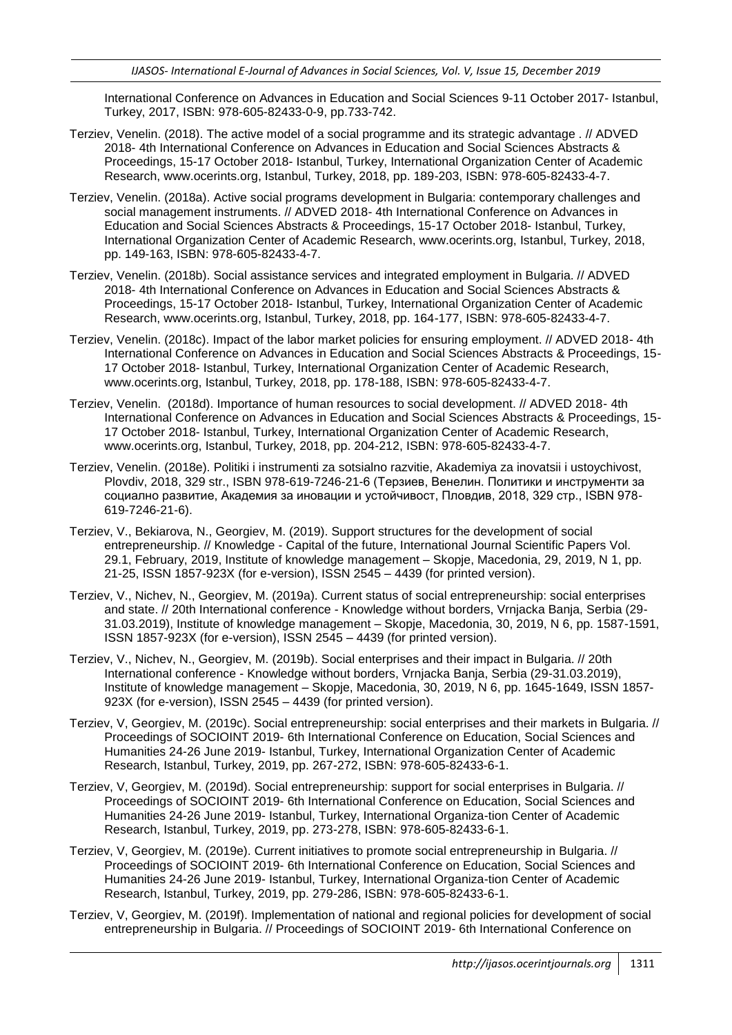International Conference on Advances in Education and Social Sciences 9-11 October 2017- Istanbul, Turkey, 2017, ISBN: 978-605-82433-0-9, pp.733-742.

Terziev, Venelin. (2018). The active model of a social programme and its strategic advantage . // ADVED 2018- 4th International Conference on Advances in Education and Social Sciences Abstracts & Proceedings, 15-17 October 2018- Istanbul, Turkey, International Organization Center of Academic Research, www.ocerints.org, Istanbul, Turkey, 2018, pp. 189-203, ISBN: 978-605-82433-4-7.

Terziev, Venelin. (2018a). Active social programs development in Bulgaria: contemporary challenges and social management instruments. // ADVED 2018- 4th International Conference on Advances in Education and Social Sciences Abstracts & Proceedings, 15-17 October 2018- Istanbul, Turkey, International Organization Center of Academic Research, www.ocerints.org, Istanbul, Turkey, 2018, pp. 149-163, ISBN: 978-605-82433-4-7.

Terziev, Venelin. (2018b). Social assistance services and integrated employment in Bulgaria. // ADVED 2018- 4th International Conference on Advances in Education and Social Sciences Abstracts & Proceedings, 15-17 October 2018- Istanbul, Turkey, International Organization Center of Academic Research, www.ocerints.org, Istanbul, Turkey, 2018, pp. 164-177, ISBN: 978-605-82433-4-7.

Terziev, Venelin. (2018c). Impact of the labor market policies for ensuring employment. // ADVED 2018- 4th International Conference on Advances in Education and Social Sciences Abstracts & Proceedings, 15-17 October 2018- Istanbul, Turkey, International Organization Center of Academic Research, www.ocerints.org, Istanbul, Turkey, 2018, pp. 178-188, ISBN: 978-605-82433-4-7.

Terziev, Venelin. (2018d). Importance of human resources to social development. // ADVED 2018- 4th International Conference on Advances in Education and Social Sciences Abstracts & Proceedings, 15-17 October 2018- Istanbul, Turkey, International Organization Center of Academic Research, www.ocerints.org, Istanbul, Turkey, 2018, pp. 204-212, ISBN: 978-605-82433-4-7.

Terziev, Venelin. (2018e). Politiki i instrumenti za sotsialno razvitie, Akademiya za inovatsii i ustoychivost, Plovdiv, 2018, 329 str., ISBN 978-619-7246-21-6 (Терзиев, Венелин. Политики и инструменти за социално развитие, Академия за иновации и устойчивост, Пловдив, 2018, 329 стр., ISBN 978-619-7246-21-6).

Terziev, V., Bekiarova, N., Georgiev, M. (2019). Support structures for the development of social entrepreneurship. // Knowledge - Capital of the future, International Journal Scientific Papers Vol. 29.1, February, 2019, Institute of knowledge management – Skopje, Macedonia, 29, 2019, N 1, pp. 21-25, ISSN 1857-923X (for e-version), ISSN 2545 – 4439 (for printed version).

Terziev, V., Nichev, N., Georgiev, M. (2019a). Current status of social entrepreneurship: social enterprises and state. // 20th International conference - Knowledge without borders, Vrnjacka Banja, Serbia (29-31.03.2019), Institute of knowledge management – Skopje, Macedonia, 30, 2019, N 6, pp. 1587-1591, ISSN 1857-923X (for e-version), ISSN 2545 – 4439 (for printed version).

Terziev, V., Nichev, N., Georgiev, M. (2019b). Social enterprises and their impact in Bulgaria. // 20th International conference - Knowledge without borders, Vrnjacka Banja, Serbia (29-31.03.2019), Institute of knowledge management – Skopje, Macedonia, 30, 2019, N 6, pp. 1645-1649, ISSN 1857-923X (for e-version), ISSN 2545 – 4439 (for printed version).

Terziev, V, Georgiev, M. (2019c). Social entrepreneurship: social enterprises and their markets in Bulgaria. // Proceedings of SOCIOINT 2019- 6th International Conference on Education, Social Sciences and Humanities 24-26 June 2019- Istanbul, Turkey, International Organization Center of Academic Research, Istanbul, Turkey, 2019, pp. 267-272, ISBN: 978-605-82433-6-1.

Terziev, V, Georgiev, M. (2019d). Social entrepreneurship: support for social enterprises in Bulgaria. // Proceedings of SOCIOINT 2019- 6th International Conference on Education, Social Sciences and Humanities 24-26 June 2019- Istanbul, Turkey, International Organiza-tion Center of Academic Research, Istanbul, Turkey, 2019, pp. 273-278, ISBN: 978-605-82433-6-1.

Terziev, V, Georgiev, M. (2019e). Current initiatives to promote social entrepreneurship in Bulgaria. // Proceedings of SOCIOINT 2019- 6th International Conference on Education, Social Sciences and Humanities 24-26 June 2019- Istanbul, Turkey, International Organiza-tion Center of Academic Research, Istanbul, Turkey, 2019, pp. 279-286, ISBN: 978-605-82433-6-1.

Terziev, V, Georgiev, M. (2019f). Implementation of national and regional policies for development of social entrepreneurship in Bulgaria. // Proceedings of SOCIOINT 2019- 6th International Conference on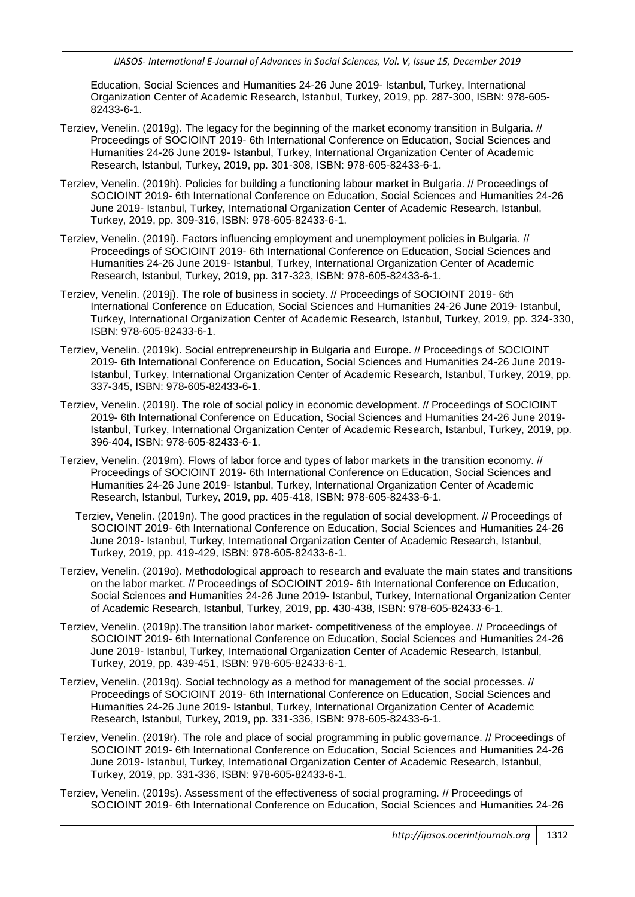Education, Social Sciences and Humanities 24-26 June 2019- Istanbul, Turkey, International Organization Center of Academic Research, Istanbul, Turkey, 2019, pp. 287-300, ISBN: 978-605-82433-6-1.

Terziev, Venelin. (2019g). The legacy for the beginning of the market economy transition in Bulgaria. // Proceedings of SOCIOINT 2019- 6th International Conference on Education, Social Sciences and Humanities 24-26 June 2019- Istanbul, Turkey, International Organization Center of Academic Research, Istanbul, Turkey, 2019, pp. 301-308, ISBN: 978-605-82433-6-1.

Terziev, Venelin. (2019h). Policies for building a functioning labour market in Bulgaria. // Proceedings of SOCIOINT 2019- 6th International Conference on Education, Social Sciences and Humanities 24-26 June 2019- Istanbul, Turkey, International Organization Center of Academic Research, Istanbul, Turkey, 2019, pp. 309-316, ISBN: 978-605-82433-6-1.

Terziev, Venelin. (2019i). Factors influencing employment and unemployment policies in Bulgaria. // Proceedings of SOCIOINT 2019- 6th International Conference on Education, Social Sciences and Humanities 24-26 June 2019- Istanbul, Turkey, International Organization Center of Academic Research, Istanbul, Turkey, 2019, pp. 317-323, ISBN: 978-605-82433-6-1.

Terziev, Venelin. (2019j). The role of business in society. // Proceedings of SOCIOINT 2019- 6th International Conference on Education, Social Sciences and Humanities 24-26 June 2019- Istanbul, Turkey, International Organization Center of Academic Research, Istanbul, Turkey, 2019, pp. 324-330, ISBN: 978-605-82433-6-1.

Terziev, Venelin. (2019k). Social entrepreneurship in Bulgaria and Europe. // Proceedings of SOCIOINT 2019- 6th International Conference on Education, Social Sciences and Humanities 24-26 June 2019- Istanbul, Turkey, International Organization Center of Academic Research, Istanbul, Turkey, 2019, pp. 337-345, ISBN: 978-605-82433-6-1.

Terziev, Venelin. (2019l). The role of social policy in economic development. // Proceedings of SOCIOINT 2019- 6th International Conference on Education, Social Sciences and Humanities 24-26 June 2019- Istanbul, Turkey, International Organization Center of Academic Research, Istanbul, Turkey, 2019, pp. 396-404, ISBN: 978-605-82433-6-1.

Terziev, Venelin. (2019m). Flows of labor force and types of labor markets in the transition economy. // Proceedings of SOCIOINT 2019- 6th International Conference on Education, Social Sciences and Humanities 24-26 June 2019- Istanbul, Turkey, International Organization Center of Academic Research, Istanbul, Turkey, 2019, pp. 405-418, ISBN: 978-605-82433-6-1.

Terziev, Venelin. (2019n). The good practices in the regulation of social development. // Proceedings of SOCIOINT 2019- 6th International Conference on Education, Social Sciences and Humanities 24-26 June 2019- Istanbul, Turkey, International Organization Center of Academic Research, Istanbul, Turkey, 2019, pp. 419-429, ISBN: 978-605-82433-6-1.

Terziev, Venelin. (2019o). Methodological approach to research and evaluate the main states and transitions on the labor market. // Proceedings of SOCIOINT 2019- 6th International Conference on Education, Social Sciences and Humanities 24-26 June 2019- Istanbul, Turkey, International Organization Center of Academic Research, Istanbul, Turkey, 2019, pp. 430-438, ISBN: 978-605-82433-6-1.

Terziev, Venelin. (2019p).The transition labor market- competitiveness of the employee. // Proceedings of SOCIOINT 2019- 6th International Conference on Education, Social Sciences and Humanities 24-26 June 2019- Istanbul, Turkey, International Organization Center of Academic Research, Istanbul, Turkey, 2019, pp. 439-451, ISBN: 978-605-82433-6-1.

Terziev, Venelin. (2019q). Social technology as a method for management of the social processes. // Proceedings of SOCIOINT 2019- 6th International Conference on Education, Social Sciences and Humanities 24-26 June 2019- Istanbul, Turkey, International Organization Center of Academic Research, Istanbul, Turkey, 2019, pp. 331-336, ISBN: 978-605-82433-6-1.

Terziev, Venelin. (2019r). The role and place of social programming in public governance. // Proceedings of SOCIOINT 2019- 6th International Conference on Education, Social Sciences and Humanities 24-26 June 2019- Istanbul, Turkey, International Organization Center of Academic Research, Istanbul, Turkey, 2019, pp. 331-336, ISBN: 978-605-82433-6-1.

Terziev, Venelin. (2019s). Assessment of the effectiveness of social programing. // Proceedings of SOCIOINT 2019- 6th International Conference on Education, Social Sciences and Humanities 24-26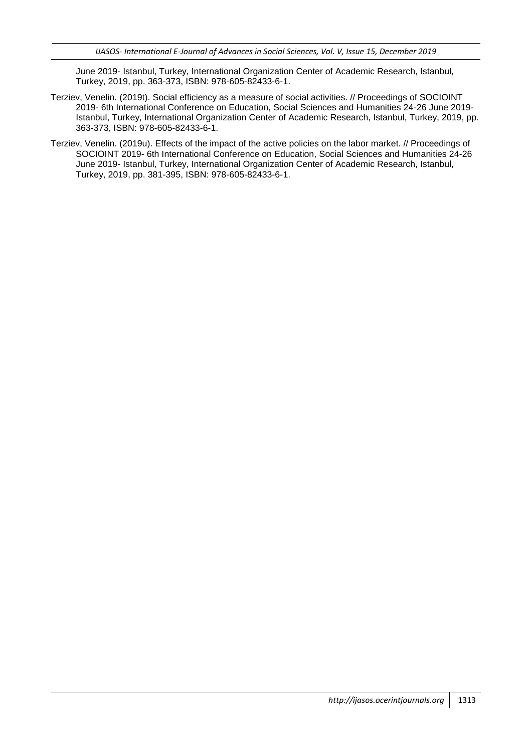June 2019- Istanbul, Turkey, International Organization Center of Academic Research, Istanbul, Turkey, 2019, pp. 363-373, ISBN: 978-605-82433-6-1.

Terziev, Venelin. (2019t). Social efficiency as a measure of social activities. // Proceedings of SOCIOINT 2019- 6th International Conference on Education, Social Sciences and Humanities 24-26 June 2019- Istanbul, Turkey, International Organization Center of Academic Research, Istanbul, Turkey, 2019, pp. 363-373, ISBN: 978-605-82433-6-1.

Terziev, Venelin. (2019u). Effects of the impact of the active policies on the labor market. // Proceedings of SOCIOINT 2019- 6th International Conference on Education, Social Sciences and Humanities 24-26 June 2019- Istanbul, Turkey, International Organization Center of Academic Research, Istanbul, Turkey, 2019, pp. 381-395, ISBN: 978-605-82433-6-1.